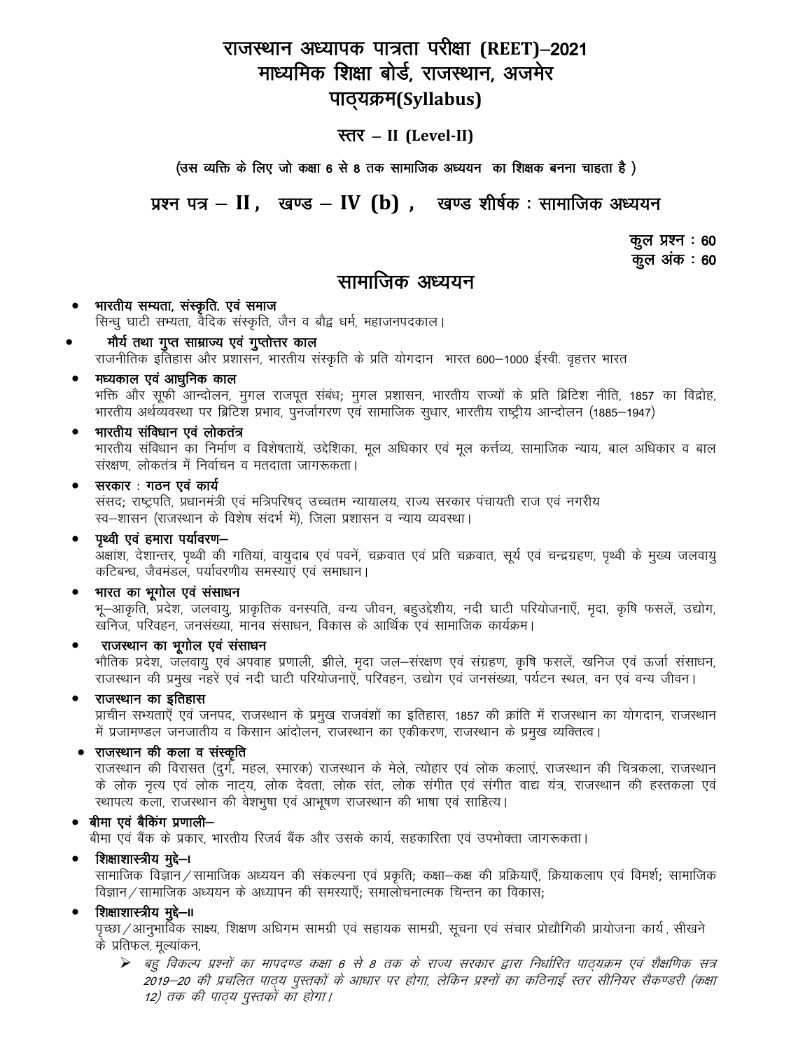# राजस्थान अध्यापक पात्रता परीक्षा (REET)–2021
# माध्यमिक शिक्षा बोर्ड, राजस्थान, अजमेर
# पाठ्यक्रम(Syllabus)

## स्तर – II (Level-II)

**(उस व्यक्ति के लिए जो कक्षा 6 से 8 तक सामाजिक अध्ययन का शिक्षक बनना चाहता है )**

## प्रश्न पत्र – II , खण्ड – IV (b) , खण्ड शीर्षक : सामाजिक अध्ययन

**कुल प्रश्न : 60**
**कुल अंक : 60**

## सामाजिक अध्ययन

- **भारतीय सभ्यता, संस्कृति. एवं समाज**
  सिन्धु घाटी सभ्यता, वैदिक संस्कृति, जैन व बौद्व धर्म, महाजनपदकाल।
- **मौर्य तथा गुप्त साम्राज्य एवं गुप्तोत्तर काल**
  राजनीतिक इतिहास और प्रशासन, भारतीय संस्कृति के प्रति योगदान भारत 600–1000 ईस्वी. वृहत्तर भारत
- **मध्यकाल एवं आधुनिक काल**
  भक्ति और सूफी आन्दोलन, मुगल राजपूत संबंध; मुगल प्रशासन, भारतीय राज्यों के प्रति ब्रिटिश नीति, 1857 का विद्रोह, भारतीय अर्थव्यवस्था पर ब्रिटिश प्रभाव, पुनर्जागरण एवं सामाजिक सुधार, भारतीय राष्ट्रीय आन्दोलन (1885–1947)
- **भारतीय संविधान एवं लोकतंत्र**
  भारतीय संविधान का निर्माण व विशेषतायें, उद्देशिका, मूल अधिकार एवं मूल कर्त्तव्य, सामाजिक न्याय, बाल अधिकार व बाल संरक्षण, लोकतंत्र में निर्वाचन व मतदाता जागरूकता।
- **सरकार : गठन एवं कार्य**
  संसद; राष्ट्रपति, प्रधानमंत्री एवं मन्त्रिपरिषद् उच्चतम न्यायालय, राज्य सरकार पंचायती राज एवं नगरीय स्व–शासन (राजस्थान के विशेष संदर्भ में), जिला प्रशासन व न्याय व्यवस्था।
- **पृथ्वी एवं हमारा पर्यावरण–**
  अक्षांश, देशान्तर, पृथ्वी की गतियां, वायुदाब एवं पवनें, चक्रवात एवं प्रति चक्रवात, सूर्य एवं चन्द्रग्रहण, पृथ्वी के मुख्य जलवायु कटिबन्ध, जैवमंडल, पर्यावरणीय समस्याएं एवं समाधान।
- **भारत का भूगोल एवं संसाधन**
  भू–आकृति, प्रदेश, जलवायु, प्राकृतिक वनस्पति, वन्य जीवन, बहुउद्देशीय, नदी घाटी परियोजनाएँ, मृदा, कृषि फसलें, उद्योग, खनिज, परिवहन, जनसंख्या, मानव संसाधन, विकास के आर्थिक एवं सामाजिक कार्यक्रम।
- **राजस्थान का भूगोल एवं संसाधन**
  भौतिक प्रदेश, जलवायु एवं अपवाह प्रणाली, झीले, मृदा जल–संरक्षण एवं संग्रहण, कृषि फसलें, खनिज एवं ऊर्जा संसाधन, राजस्थान की प्रमुख नहरें एवं नदी घाटी परियोजनाऐं, परिवहन, उद्योग एवं जनसंख्या, पर्यटन स्थल, वन एवं वन्य जीवन।
- **राजस्थान का इतिहास**
  प्राचीन सभ्यताएँ एवं जनपद, राजस्थान के प्रमुख राजवंशों का इतिहास, 1857 की क्रांति में राजस्थान का योगदान, राजस्थान में प्रजामण्डल जनजातीय व किसान आंदोलन, राजस्थान का एकीकरण, राजस्थान के प्रमुख व्यक्तित्व।
- **राजस्थान की कला व संस्कृति**
  राजस्थान की विरासत (दुर्ग, महल, स्मारक) राजस्थान के मेले, त्योहार एवं लोक कलाएं, राजस्थान की चित्रकला, राजस्थान के लोक नृत्य एवं लोक नाट्य, लोक देवता, लोक संत, लोक संगीत एवं संगीत वाद्य यंत्र, राजस्थान की हस्तकला एवं स्थापत्य कला, राजस्थान की वेशभुषा एवं आभूषण राजस्थान की भाषा एवं साहित्य।
- **बीमा एवं बैकिंग प्रणाली–**
  बीमा एवं बैंक के प्रकार, भारतीय रिजर्व बैंक और उसके कार्य, सहकारिता एवं उपभोक्ता जागरूकता।
- **शिक्षाशास्त्रीय मुद्दे–I**
  सामाजिक विज्ञान/सामाजिक अध्ययन की संकल्पना एवं प्रकृति; कक्षा–कक्ष की प्रक्रियाएँ, क्रियाकलाप एवं विमर्श; सामाजिक विज्ञान/सामाजिक अध्ययन के अध्यापन की समस्याएँ; समालोचनात्मक चिन्तन का विकास;
- **शिक्षाशास्त्रीय मुद्दे–II**
  पृच्छा/आनुभाविक साक्ष्य, शिक्षण अधिगम सामग्री एवं सहायक सामग्री, सूचना एवं संचार प्रोद्यौगिकी प्रायोजना कार्य, सीखने के प्रतिफल, मूल्यांकन,
  - *बहु विकल्प प्रश्नों का मापदण्ड कक्षा 6 से 8 तक के राज्य सरकार द्वारा निर्धारित पाठ्यक्रम एवं शैक्षणिक सत्र 2019–20 की प्रचलित पाठ्य पुस्तकों के आधार पर होगा, लेकिन प्रश्नों का कठिनाई स्तर सीनियर सैकण्डरी (कक्षा 12) तक की पाठ्य पुस्तकों का होगा।*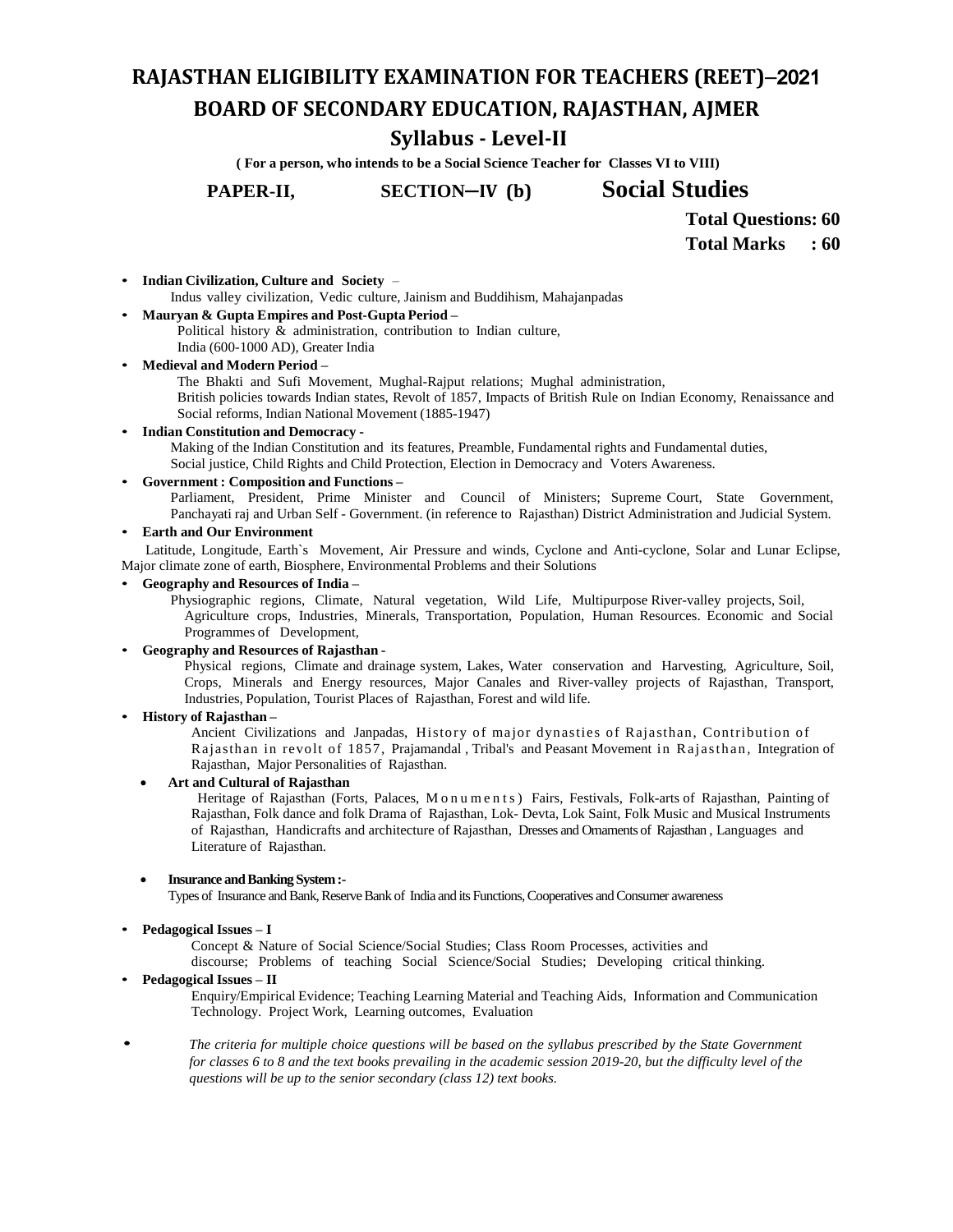# RAJASTHAN ELIGIBILITY EXAMINATION FOR TEACHERS (REET)–2021

## BOARD OF SECONDARY EDUCATION, RAJASTHAN, AJMER

## Syllabus - Level-II

**( For a person, who intends to be a Social Science Teacher for Classes VI to VIII)**

**PAPER-II, SECTION–IV (b) Social Studies**

**Total Questions: 60**
**Total Marks : 60**

- **Indian Civilization, Culture and Society** –
  Indus valley civilization, Vedic culture, Jainism and Buddihism, Mahajanpadas
- **Mauryan & Gupta Empires and Post-Gupta Period –**
  Political history & administration, contribution to Indian culture, India (600-1000 AD), Greater India
- **Medieval and Modern Period –**
  The Bhakti and Sufi Movement, Mughal-Rajput relations; Mughal administration, British policies towards Indian states, Revolt of 1857, Impacts of British Rule on Indian Economy, Renaissance and Social reforms, Indian National Movement (1885-1947)
- **Indian Constitution and Democracy -**
  Making of the Indian Constitution and its features, Preamble, Fundamental rights and Fundamental duties, Social justice, Child Rights and Child Protection, Election in Democracy and Voters Awareness.
- **Government : Composition and Functions –**
  Parliament, President, Prime Minister and Council of Ministers; Supreme Court, State Government, Panchayati raj and Urban Self - Government. (in reference to Rajasthan) District Administration and Judicial System.
- **Earth and Our Environment**
  Latitude, Longitude, Earth`s Movement, Air Pressure and winds, Cyclone and Anti-cyclone, Solar and Lunar Eclipse, Major climate zone of earth, Biosphere, Environmental Problems and their Solutions
- **Geography and Resources of India –**
  Physiographic regions, Climate, Natural vegetation, Wild Life, Multipurpose River-valley projects, Soil, Agriculture crops, Industries, Minerals, Transportation, Population, Human Resources. Economic and Social Programmes of Development,
- **Geography and Resources of Rajasthan -**
  Physical regions, Climate and drainage system, Lakes, Water conservation and Harvesting, Agriculture, Soil, Crops, Minerals and Energy resources, Major Canales and River-valley projects of Rajasthan, Transport, Industries, Population, Tourist Places of Rajasthan, Forest and wild life.
- **History of Rajasthan –**
  Ancient Civilizations and Janpadas, History of major dynasties of Rajasthan, Contribution of Rajasthan in revolt of 1857, Prajamandal , Tribal's and Peasant Movement in Rajasthan, Integration of Rajasthan, Major Personalities of Rajasthan.
  - **Art and Cultural of Rajasthan**
    Heritage of Rajasthan (Forts, Palaces, Monuments) Fairs, Festivals, Folk-arts of Rajasthan, Painting of Rajasthan, Folk dance and folk Drama of Rajasthan, Lok- Devta, Lok Saint, Folk Music and Musical Instruments of Rajasthan, Handicrafts and architecture of Rajasthan, Dresses and Ornaments of Rajasthan , Languages and Literature of Rajasthan.
  - **Insurance and Banking System :-**
    Types of Insurance and Bank, Reserve Bank of India and its Functions, Cooperatives and Consumer awareness
- **Pedagogical Issues – I**
  Concept & Nature of Social Science/Social Studies; Class Room Processes, activities and discourse; Problems of teaching Social Science/Social Studies; Developing critical thinking.
- **Pedagogical Issues – II**
  Enquiry/Empirical Evidence; Teaching Learning Material and Teaching Aids, Information and Communication Technology. Project Work, Learning outcomes, Evaluation

- *The criteria for multiple choice questions will be based on the syllabus prescribed by the State Government for classes 6 to 8 and the text books prevailing in the academic session 2019-20, but the difficulty level of the questions will be up to the senior secondary (class 12) text books.*